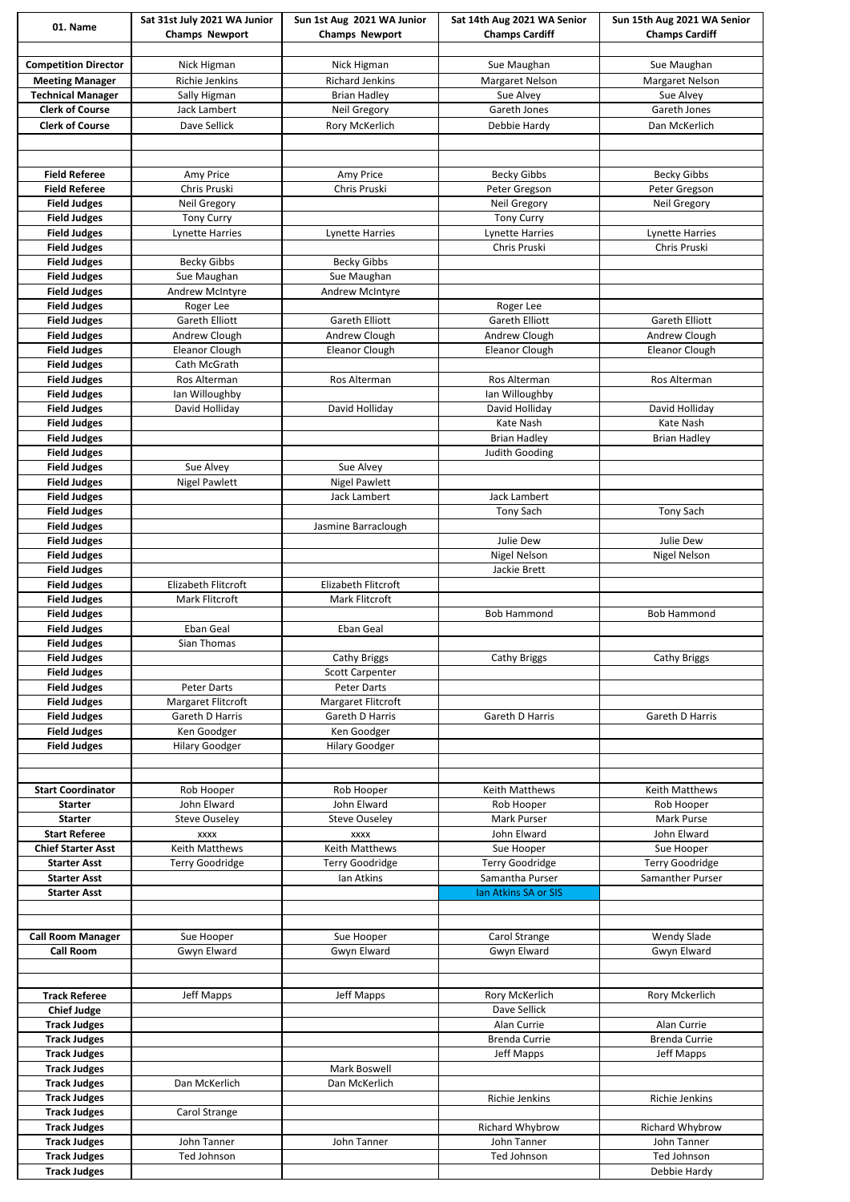| 01. Name | Sat 31st July 2021 WA Junior Champs Newport | Sun 1st Aug 2021 WA Junior Champs Newport | Sat 14th Aug 2021 WA Senior Champs Cardiff | Sun 15th Aug 2021 WA Senior Champs Cardiff |
|---|---|---|---|---|
| | | | | |
| Competition Director | Nick Higman | Nick Higman | Sue Maughan | Sue Maughan |
| Meeting Manager | Richie Jenkins | Richard Jenkins | Margaret Nelson | Margaret Nelson |
| Technical Manager | Sally Higman | Brian Hadley | Sue Alvey | Sue Alvey |
| Clerk of Course | Jack Lambert | Neil Gregory | Gareth Jones | Gareth Jones |
| Clerk of Course | Dave Sellick | Rory McKerlich | Debbie Hardy | Dan McKerlich |
| | | | | |
| | | | | |
| Field Referee | Amy Price | Amy Price | Becky Gibbs | Becky Gibbs |
| Field Referee | Chris Pruski | Chris Pruski | Peter Gregson | Peter Gregson |
| Field Judges | Neil Gregory | | Neil Gregory | Neil Gregory |
| Field Judges | Tony Curry | | Tony Curry | |
| Field Judges | Lynette Harries | Lynette Harries | Lynette Harries | Lynette Harries |
| Field Judges | | | Chris Pruski | Chris Pruski |
| Field Judges | Becky Gibbs | Becky Gibbs | | |
| Field Judges | Sue Maughan | Sue Maughan | | |
| Field Judges | Andrew McIntyre | Andrew McIntyre | | |
| Field Judges | Roger Lee | | Roger Lee | |
| Field Judges | Gareth Elliott | Gareth Elliott | Gareth Elliott | Gareth Elliott |
| Field Judges | Andrew Clough | Andrew Clough | Andrew Clough | Andrew Clough |
| Field Judges | Eleanor Clough | Eleanor Clough | Eleanor Clough | Eleanor Clough |
| Field Judges | Cath McGrath | | | |
| Field Judges | Ros Alterman | Ros Alterman | Ros Alterman | Ros Alterman |
| Field Judges | Ian Willoughby | | Ian Willoughby | |
| Field Judges | David Holliday | David Holliday | David Holliday | David Holliday |
| Field Judges | | | Kate Nash | Kate Nash |
| Field Judges | | | Brian Hadley | Brian Hadley |
| Field Judges | | | Judith Gooding | |
| Field Judges | Sue Alvey | Sue Alvey | | |
| Field Judges | Nigel Pawlett | Nigel Pawlett | | |
| Field Judges | | Jack Lambert | Jack Lambert | |
| Field Judges | | | Tony Sach | Tony Sach |
| Field Judges | | Jasmine Barraclough | | |
| Field Judges | | | Julie Dew | Julie Dew |
| Field Judges | | | Nigel Nelson | Nigel Nelson |
| Field Judges | | | Jackie Brett | |
| Field Judges | Elizabeth Flitcroft | Elizabeth Flitcroft | | |
| Field Judges | Mark Flitcroft | Mark Flitcroft | | |
| Field Judges | | | Bob Hammond | Bob Hammond |
| Field Judges | Eban Geal | Eban Geal | | |
| Field Judges | Sian Thomas | | | |
| Field Judges | | Cathy Briggs | Cathy Briggs | Cathy Briggs |
| Field Judges | | Scott Carpenter | | |
| Field Judges | Peter Darts | Peter Darts | | |
| Field Judges | Margaret Flitcroft | Margaret Flitcroft | | |
| Field Judges | Gareth D Harris | Gareth D Harris | Gareth D Harris | Gareth D Harris |
| Field Judges | Ken Goodger | Ken Goodger | | |
| Field Judges | Hilary Goodger | Hilary Goodger | | |
| | | | | |
| | | | | |
| Start Coordinator | Rob Hooper | Rob Hooper | Keith Matthews | Keith Matthews |
| Starter | John Elward | John Elward | Rob Hooper | Rob Hooper |
| Starter | Steve Ouseley | Steve Ouseley | Mark Purser | Mark Purse |
| Start Referee | xxxx | xxxx | John Elward | John Elward |
| Chief Starter Asst | Keith Matthews | Keith Matthews | Sue Hooper | Sue Hooper |
| Starter Asst | Terry Goodridge | Terry Goodridge | Terry Goodridge | Terry Goodridge |
| Starter Asst | | Ian Atkins | Samantha Purser | Samanther Purser |
| Starter Asst | | | Ian Atkins SA or SIS | |
| | | | | |
| | | | | |
| Call Room Manager | Sue Hooper | Sue Hooper | Carol Strange | Wendy Slade |
| Call Room | Gwyn Elward | Gwyn Elward | Gwyn Elward | Gwyn Elward |
| | | | | |
| | | | | |
| Track Referee | Jeff Mapps | Jeff Mapps | Rory McKerlich | Rory Mckerlich |
| Chief Judge | | | Dave Sellick | |
| Track Judges | | | Alan Currie | Alan Currie |
| Track Judges | | | Brenda Currie | Brenda Currie |
| Track Judges | | | Jeff Mapps | Jeff Mapps |
| Track Judges | | Mark Boswell | | |
| Track Judges | Dan McKerlich | Dan McKerlich | | |
| Track Judges | | | Richie Jenkins | Richie Jenkins |
| Track Judges | Carol Strange | | | |
| Track Judges | | | Richard Whybrow | Richard Whybrow |
| Track Judges | John Tanner | John Tanner | John Tanner | John Tanner |
| Track Judges | Ted Johnson | | Ted Johnson | Ted Johnson |
| Track Judges | | | | Debbie Hardy |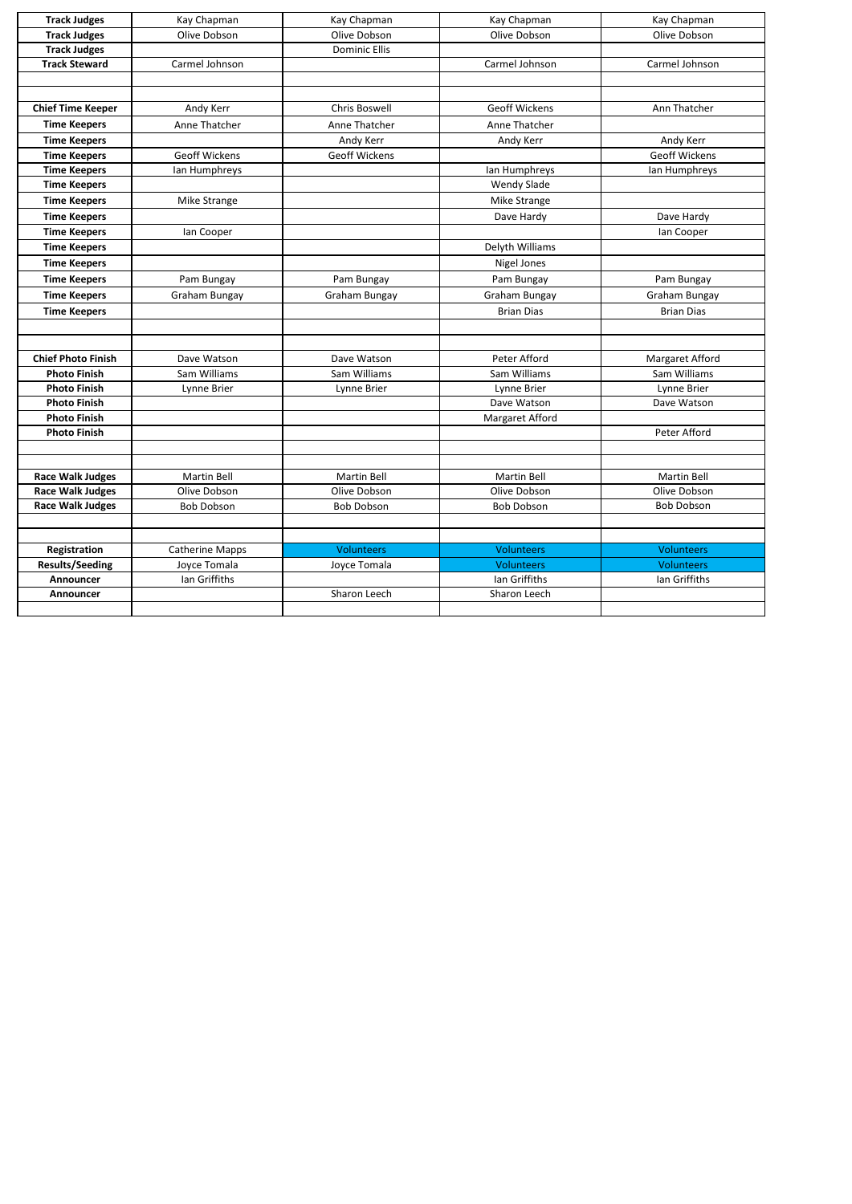| | | | | |
|---|---|---|---|---|
| **Track Judges** | Kay Chapman | Kay Chapman | Kay Chapman | Kay Chapman |
| **Track Judges** | Olive Dobson | Olive Dobson | Olive Dobson | Olive Dobson |
| **Track Judges** | | Dominic Ellis | | |
| **Track Steward** | Carmel Johnson | | Carmel Johnson | Carmel Johnson |
| | | | | |
| | | | | |
| **Chief Time Keeper** | Andy Kerr | Chris Boswell | Geoff Wickens | Ann Thatcher |
| **Time Keepers** | Anne Thatcher | Anne Thatcher | Anne Thatcher | |
| **Time Keepers** | | Andy Kerr | Andy Kerr | Andy Kerr |
| **Time Keepers** | Geoff Wickens | Geoff Wickens | | Geoff Wickens |
| **Time Keepers** | Ian Humphreys | | Ian Humphreys | Ian Humphreys |
| **Time Keepers** | | | Wendy Slade | |
| **Time Keepers** | Mike Strange | | Mike Strange | |
| **Time Keepers** | | | Dave Hardy | Dave Hardy |
| **Time Keepers** | Ian Cooper | | | Ian Cooper |
| **Time Keepers** | | | Delyth Williams | |
| **Time Keepers** | | | Nigel Jones | |
| **Time Keepers** | Pam Bungay | Pam Bungay | Pam Bungay | Pam Bungay |
| **Time Keepers** | Graham Bungay | Graham Bungay | Graham Bungay | Graham Bungay |
| **Time Keepers** | | | Brian Dias | Brian Dias |
| | | | | |
| | | | | |
| **Chief Photo Finish** | Dave Watson | Dave Watson | Peter Afford | Margaret Afford |
| **Photo Finish** | Sam Williams | Sam Williams | Sam Williams | Sam Williams |
| **Photo Finish** | Lynne Brier | Lynne Brier | Lynne Brier | Lynne Brier |
| **Photo Finish** | | | Dave Watson | Dave Watson |
| **Photo Finish** | | | Margaret Afford | |
| **Photo Finish** | | | | Peter Afford |
| | | | | |
| | | | | |
| **Race Walk Judges** | Martin Bell | Martin Bell | Martin Bell | Martin Bell |
| **Race Walk Judges** | Olive Dobson | Olive Dobson | Olive Dobson | Olive Dobson |
| **Race Walk Judges** | Bob Dobson | Bob Dobson | Bob Dobson | Bob Dobson |
| | | | | |
| | | | | |
| **Registration** | Catherine Mapps | Volunteers | Volunteers | Volunteers |
| **Results/Seeding** | Joyce Tomala | Joyce Tomala | Volunteers | Volunteers |
| **Announcer** | Ian Griffiths | | Ian Griffiths | Ian Griffiths |
| **Announcer** | | Sharon Leech | Sharon Leech | |
| | | | | |